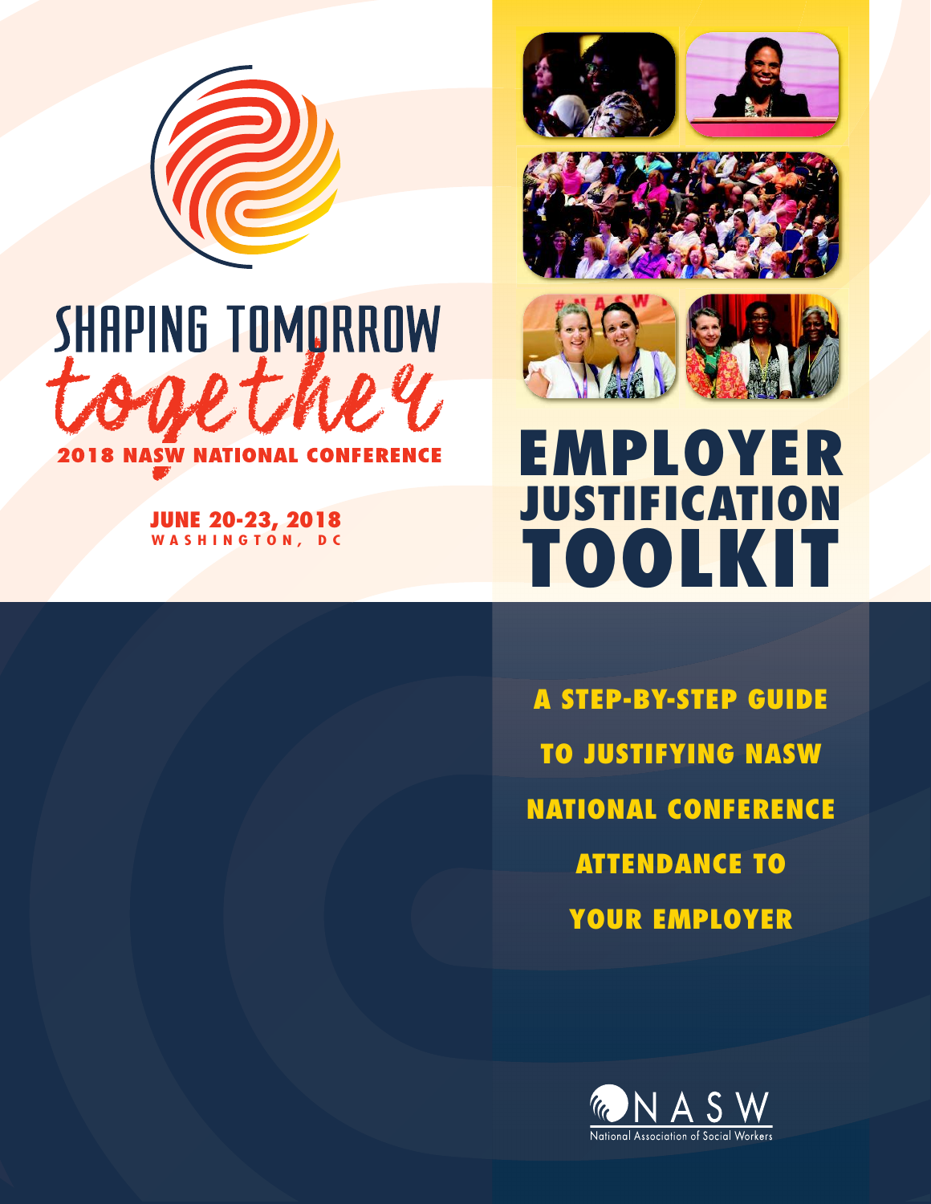SHAPING TOMORROW *together*

**2018 NASW NATIONAL CONFERENCE**

**JUNE 20-23, 2018**
**WASHINGTON, DC**

# EMPLOYER JUSTIFICATION TOOLKIT

**A STEP-BY-STEP GUIDE TO JUSTIFYING NASW NATIONAL CONFERENCE ATTENDANCE TO YOUR EMPLOYER**

NASW
National Association of Social Workers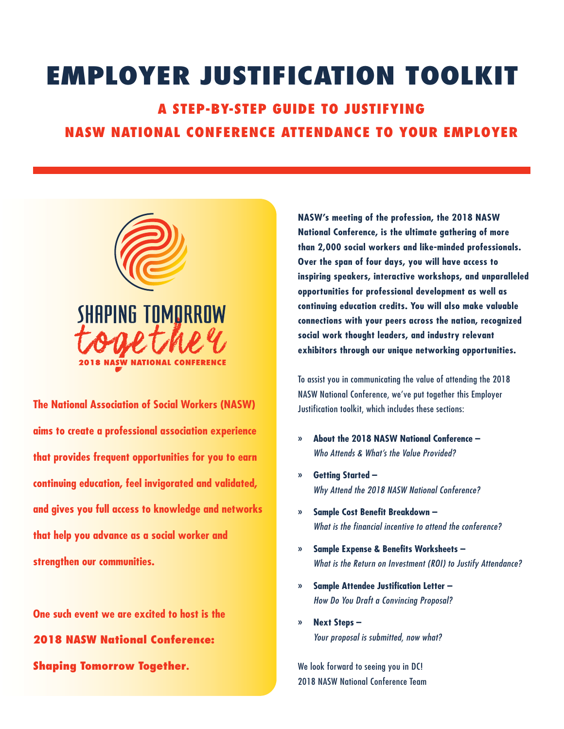# EMPLOYER JUSTIFICATION TOOLKIT

## A STEP-BY-STEP GUIDE TO JUSTIFYING NASW NATIONAL CONFERENCE ATTENDANCE TO YOUR EMPLOYER

SHAPING TOMORROW *together*
2018 NASW NATIONAL CONFERENCE

**The National Association of Social Workers (NASW) aims to create a professional association experience that provides frequent opportunities for you to earn continuing education, feel invigorated and validated, and gives you full access to knowledge and networks that help you advance as a social worker and strengthen our communities.**

**One such event we are excited to host is the 2018 NASW National Conference: Shaping Tomorrow Together.**

**NASW's meeting of the profession, the 2018 NASW National Conference, is the ultimate gathering of more than 2,000 social workers and like-minded professionals. Over the span of four days, you will have access to inspiring speakers, interactive workshops, and unparalleled opportunities for professional development as well as continuing education credits. You will also make valuable connections with your peers across the nation, recognized social work thought leaders, and industry relevant exhibitors through our unique networking opportunities.**

To assist you in communicating the value of attending the 2018 NASW National Conference, we've put together this Employer Justification toolkit, which includes these sections:

- **About the 2018 NASW National Conference –** *Who Attends & What's the Value Provided?*
- **Getting Started –** *Why Attend the 2018 NASW National Conference?*
- **Sample Cost Benefit Breakdown –** *What is the financial incentive to attend the conference?*
- **Sample Expense & Benefits Worksheets –** *What is the Return on Investment (ROI) to Justify Attendance?*
- **Sample Attendee Justification Letter –** *How Do You Draft a Convincing Proposal?*
- **Next Steps –** *Your proposal is submitted, now what?*

We look forward to seeing you in DC!
2018 NASW National Conference Team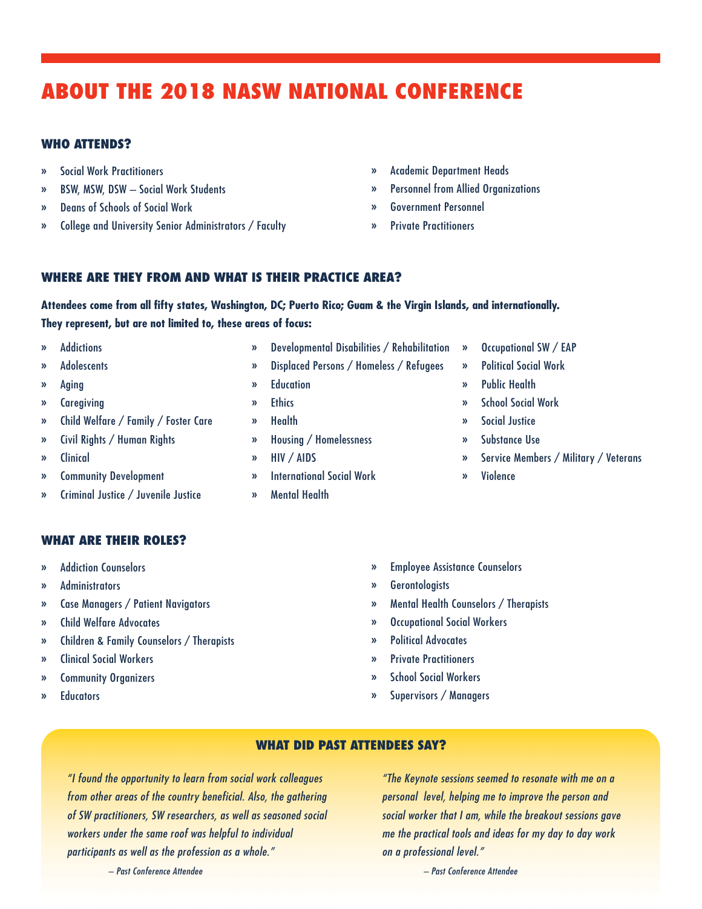# ABOUT THE 2018 NASW NATIONAL CONFERENCE

## WHO ATTENDS?

- Social Work Practitioners
- BSW, MSW, DSW – Social Work Students
- Deans of Schools of Social Work
- College and University Senior Administrators / Faculty
- Academic Department Heads
- Personnel from Allied Organizations
- Government Personnel
- Private Practitioners

## WHERE ARE THEY FROM AND WHAT IS THEIR PRACTICE AREA?

**Attendees come from all fifty states, Washington, DC; Puerto Rico; Guam & the Virgin Islands, and internationally. They represent, but are not limited to, these areas of focus:**

- Addictions
- Adolescents
- Aging
- Caregiving
- Child Welfare / Family / Foster Care
- Civil Rights / Human Rights
- Clinical
- Community Development
- Criminal Justice / Juvenile Justice
- Developmental Disabilities / Rehabilitation
- Displaced Persons / Homeless / Refugees
- Education
- Ethics
- Health
- Housing / Homelessness
- HIV / AIDS
- International Social Work
- Mental Health
- Occupational SW / EAP
- Political Social Work
- Public Health
- School Social Work
- Social Justice
- Substance Use
- Service Members / Military / Veterans
- Violence

## WHAT ARE THEIR ROLES?

- Addiction Counselors
- Administrators
- Case Managers / Patient Navigators
- Child Welfare Advocates
- Children & Family Counselors / Therapists
- Clinical Social Workers
- Community Organizers
- Educators
- Employee Assistance Counselors
- Gerontologists
- Mental Health Counselors / Therapists
- Occupational Social Workers
- Political Advocates
- Private Practitioners
- School Social Workers
- Supervisors / Managers

## WHAT DID PAST ATTENDEES SAY?

*"I found the opportunity to learn from social work colleagues from other areas of the country beneficial. Also, the gathering of SW practitioners, SW researchers, as well as seasoned social workers under the same roof was helpful to individual participants as well as the profession as a whole."*

*– Past Conference Attendee*

*"The Keynote sessions seemed to resonate with me on a personal level, helping me to improve the person and social worker that I am, while the breakout sessions gave me the practical tools and ideas for my day to day work on a professional level."*

*– Past Conference Attendee*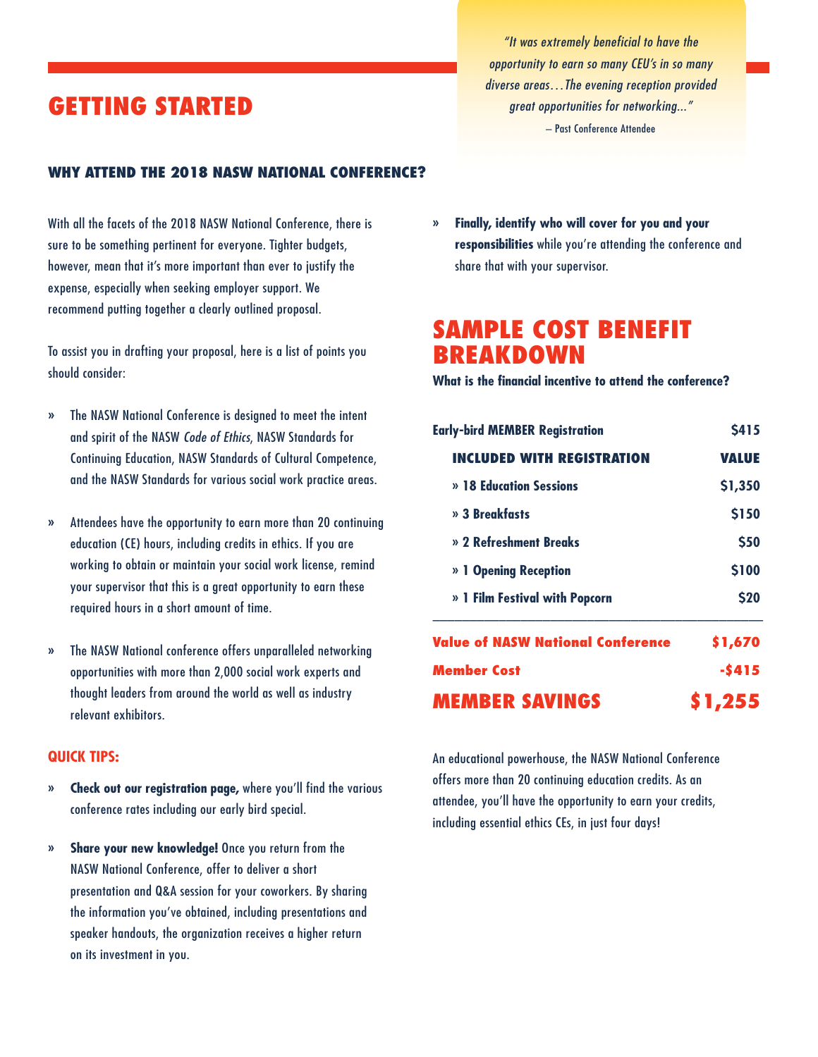# GETTING STARTED

> *"It was extremely beneficial to have the opportunity to earn so many CEU's in so many diverse areas…The evening reception provided great opportunities for networking..."*
>
> – Past Conference Attendee

### WHY ATTEND THE 2018 NASW NATIONAL CONFERENCE?

With all the facets of the 2018 NASW National Conference, there is sure to be something pertinent for everyone. Tighter budgets, however, mean that it's more important than ever to justify the expense, especially when seeking employer support. We recommend putting together a clearly outlined proposal.

To assist you in drafting your proposal, here is a list of points you should consider:

- The NASW National Conference is designed to meet the intent and spirit of the NASW *Code of Ethics*, NASW Standards for Continuing Education, NASW Standards of Cultural Competence, and the NASW Standards for various social work practice areas.
- Attendees have the opportunity to earn more than 20 continuing education (CE) hours, including credits in ethics. If you are working to obtain or maintain your social work license, remind your supervisor that this is a great opportunity to earn these required hours in a short amount of time.
- The NASW National conference offers unparalleled networking opportunities with more than 2,000 social work experts and thought leaders from around the world as well as industry relevant exhibitors.

### QUICK TIPS:

- **Check out our registration page,** where you'll find the various conference rates including our early bird special.
- **Share your new knowledge!** Once you return from the NASW National Conference, offer to deliver a short presentation and Q&A session for your coworkers. By sharing the information you've obtained, including presentations and speaker handouts, the organization receives a higher return on its investment in you.
- **Finally, identify who will cover for you and your responsibilities** while you're attending the conference and share that with your supervisor.

## SAMPLE COST BENEFIT BREAKDOWN

**What is the financial incentive to attend the conference?**

| | |
|---|---|
| **Early-bird MEMBER Registration** | **$415** |
| **INCLUDED WITH REGISTRATION** | **VALUE** |
| **» 18 Education Sessions** | **$1,350** |
| **» 3 Breakfasts** | **$150** |
| **» 2 Refreshment Breaks** | **$50** |
| **» 1 Opening Reception** | **$100** |
| **» 1 Film Festival with Popcorn** | **$20** |
| **Value of NASW National Conference** | **$1,670** |
| **Member Cost** | **-$415** |
| **MEMBER SAVINGS** | **$1,255** |

An educational powerhouse, the NASW National Conference offers more than 20 continuing education credits. As an attendee, you'll have the opportunity to earn your credits, including essential ethics CEs, in just four days!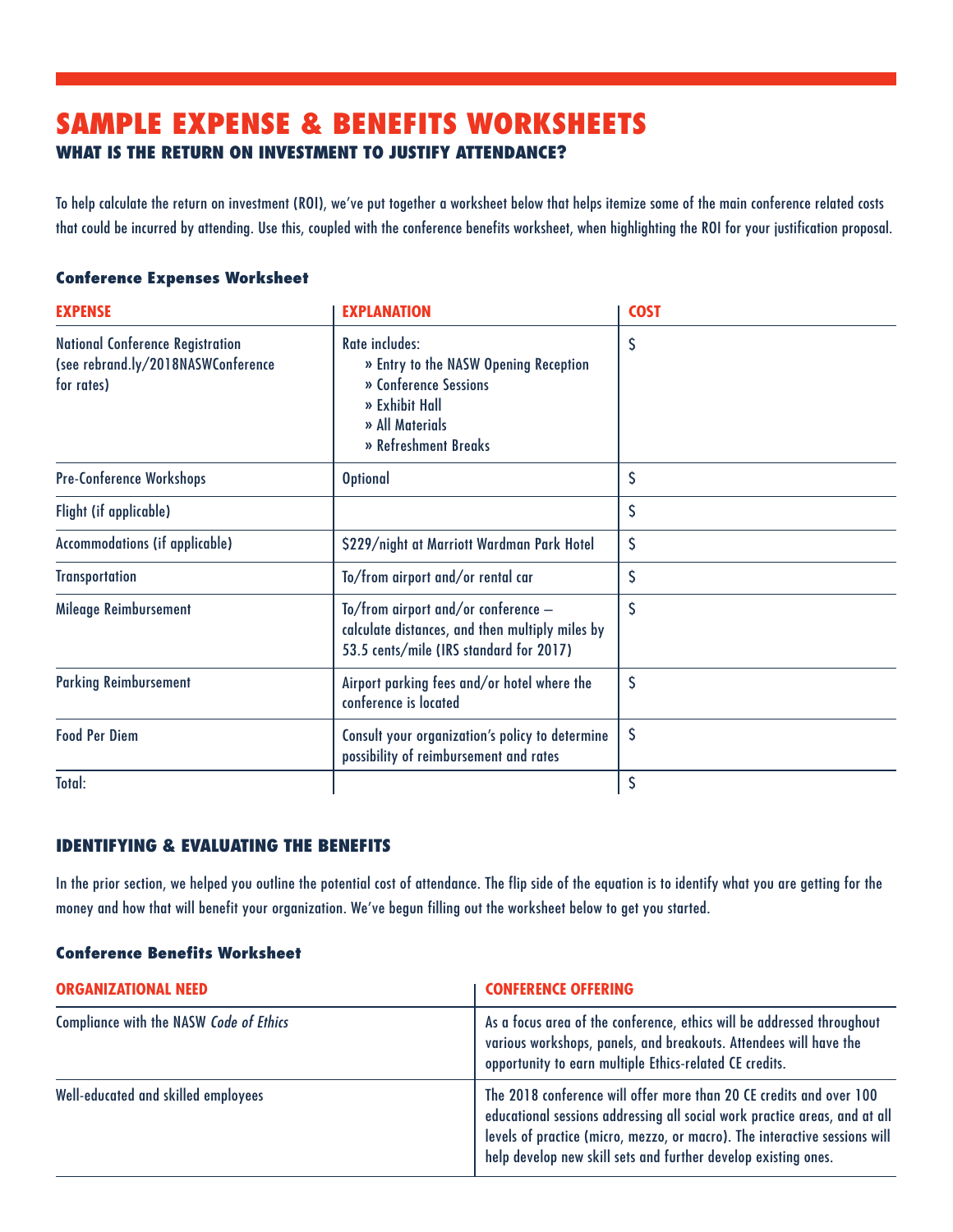# SAMPLE EXPENSE & BENEFITS WORKSHEETS

## WHAT IS THE RETURN ON INVESTMENT TO JUSTIFY ATTENDANCE?

To help calculate the return on investment (ROI), we've put together a worksheet below that helps itemize some of the main conference related costs that could be incurred by attending. Use this, coupled with the conference benefits worksheet, when highlighting the ROI for your justification proposal.

### Conference Expenses Worksheet

| EXPENSE | EXPLANATION | COST |
|---|---|---|
| National Conference Registration (see rebrand.ly/2018NASWConference for rates) | Rate includes: <br>» Entry to the NASW Opening Reception <br>» Conference Sessions <br>» Exhibit Hall <br>» All Materials <br>» Refreshment Breaks | $ |
| Pre-Conference Workshops | Optional | $ |
| Flight (if applicable) | | $ |
| Accommodations (if applicable) | $229/night at Marriott Wardman Park Hotel | $ |
| Transportation | To/from airport and/or rental car | $ |
| Mileage Reimbursement | To/from airport and/or conference – calculate distances, and then multiply miles by 53.5 cents/mile (IRS standard for 2017) | $ |
| Parking Reimbursement | Airport parking fees and/or hotel where the conference is located | $ |
| Food Per Diem | Consult your organization's policy to determine possibility of reimbursement and rates | $ |
| Total: | | $ |

## IDENTIFYING & EVALUATING THE BENEFITS

In the prior section, we helped you outline the potential cost of attendance. The flip side of the equation is to identify what you are getting for the money and how that will benefit your organization. We've begun filling out the worksheet below to get you started.

### Conference Benefits Worksheet

| ORGANIZATIONAL NEED | CONFERENCE OFFERING |
|---|---|
| Compliance with the NASW *Code of Ethics* | As a focus area of the conference, ethics will be addressed throughout various workshops, panels, and breakouts. Attendees will have the opportunity to earn multiple Ethics-related CE credits. |
| Well-educated and skilled employees | The 2018 conference will offer more than 20 CE credits and over 100 educational sessions addressing all social work practice areas, and at all levels of practice (micro, mezzo, or macro). The interactive sessions will help develop new skill sets and further develop existing ones. |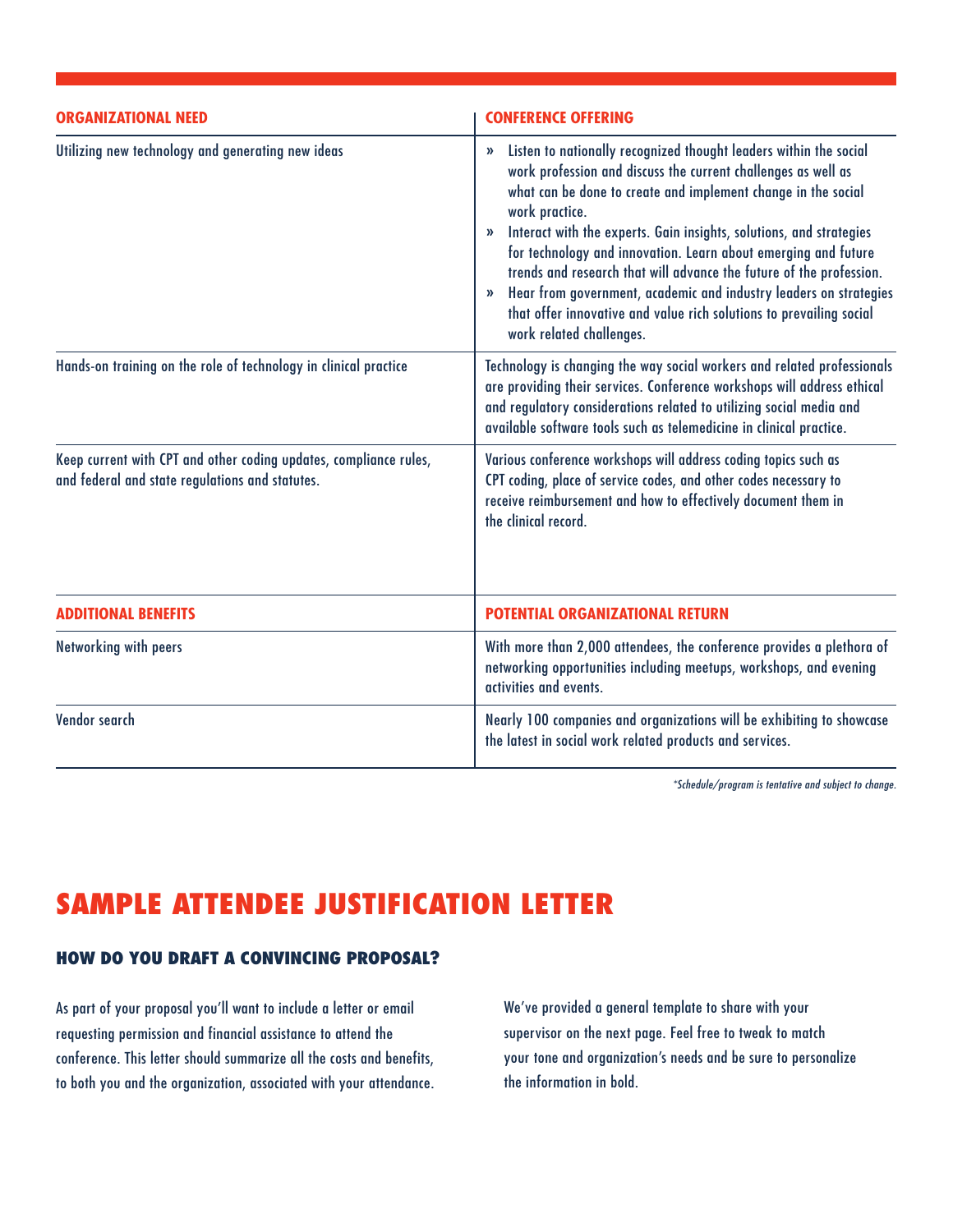| ORGANIZATIONAL NEED | CONFERENCE OFFERING |
|---|---|
| Utilizing new technology and generating new ideas | » Listen to nationally recognized thought leaders within the social work profession and discuss the current challenges as well as what can be done to create and implement change in the social work practice. <br> » Interact with the experts. Gain insights, solutions, and strategies for technology and innovation. Learn about emerging and future trends and research that will advance the future of the profession. <br> » Hear from government, academic and industry leaders on strategies that offer innovative and value rich solutions to prevailing social work related challenges. |
| Hands-on training on the role of technology in clinical practice | Technology is changing the way social workers and related professionals are providing their services. Conference workshops will address ethical and regulatory considerations related to utilizing social media and available software tools such as telemedicine in clinical practice. |
| Keep current with CPT and other coding updates, compliance rules, and federal and state regulations and statutes. | Various conference workshops will address coding topics such as CPT coding, place of service codes, and other codes necessary to receive reimbursement and how to effectively document them in the clinical record. |
| **ADDITIONAL BENEFITS** | **POTENTIAL ORGANIZATIONAL RETURN** |
| Networking with peers | With more than 2,000 attendees, the conference provides a plethora of networking opportunities including meetups, workshops, and evening activities and events. |
| Vendor search | Nearly 100 companies and organizations will be exhibiting to showcase the latest in social work related products and services. |

*\*Schedule/program is tentative and subject to change.*

# SAMPLE ATTENDEE JUSTIFICATION LETTER

### HOW DO YOU DRAFT A CONVINCING PROPOSAL?

As part of your proposal you'll want to include a letter or email requesting permission and financial assistance to attend the conference. This letter should summarize all the costs and benefits, to both you and the organization, associated with your attendance.

We've provided a general template to share with your supervisor on the next page. Feel free to tweak to match your tone and organization's needs and be sure to personalize the information in bold.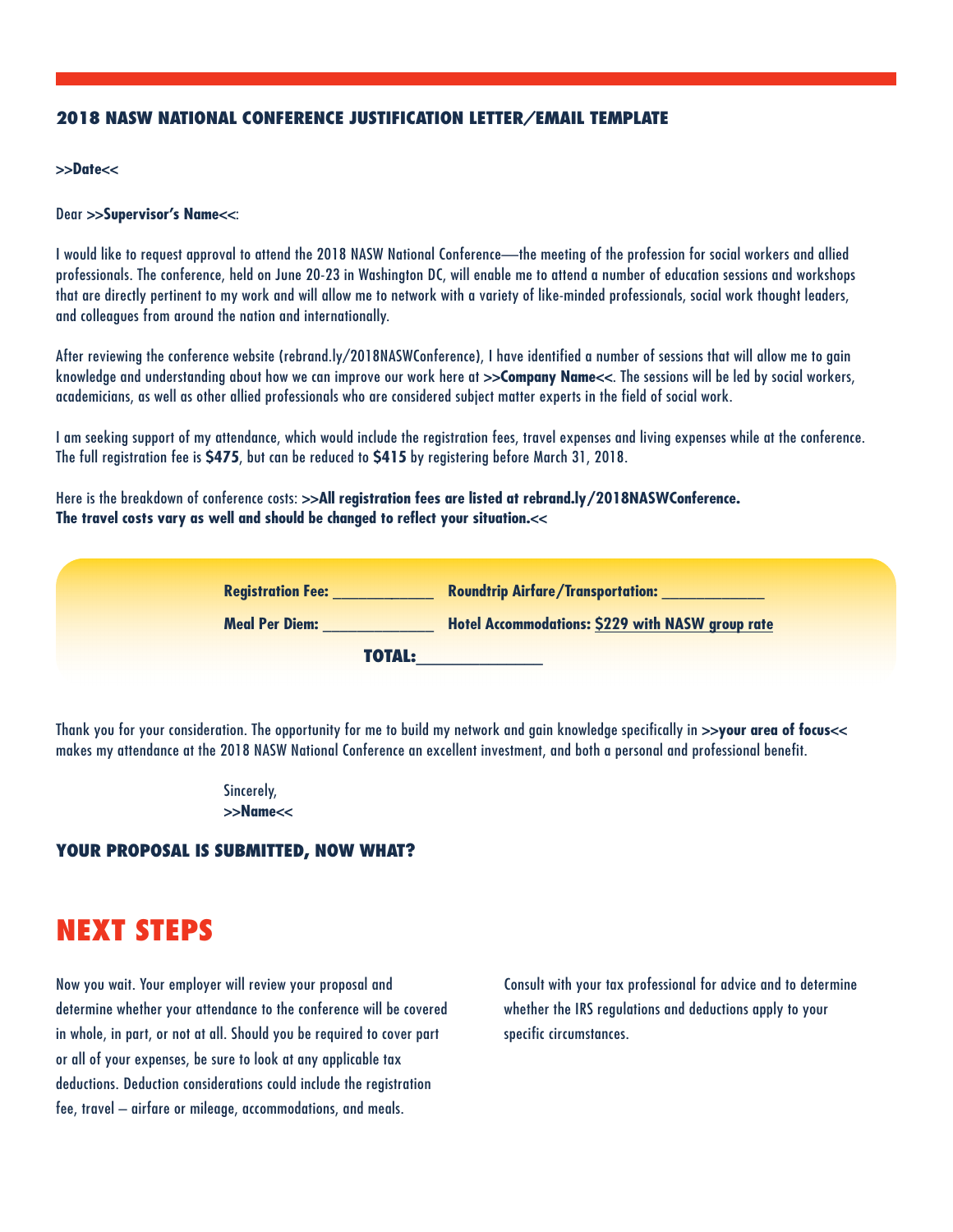## 2018 NASW NATIONAL CONFERENCE JUSTIFICATION LETTER/EMAIL TEMPLATE

**>>Date<<**

Dear **>>Supervisor's Name<<**:

I would like to request approval to attend the 2018 NASW National Conference—the meeting of the profession for social workers and allied professionals. The conference, held on June 20-23 in Washington DC, will enable me to attend a number of education sessions and workshops that are directly pertinent to my work and will allow me to network with a variety of like-minded professionals, social work thought leaders, and colleagues from around the nation and internationally.

After reviewing the conference website (rebrand.ly/2018NASWConference), I have identified a number of sessions that will allow me to gain knowledge and understanding about how we can improve our work here at **>>Company Name<<**. The sessions will be led by social workers, academicians, as well as other allied professionals who are considered subject matter experts in the field of social work.

I am seeking support of my attendance, which would include the registration fees, travel expenses and living expenses while at the conference. The full registration fee is **$475**, but can be reduced to **$415** by registering before March 31, 2018.

Here is the breakdown of conference costs: **>>All registration fees are listed at rebrand.ly/2018NASWConference. The travel costs vary as well and should be changed to reflect your situation.<<**

| | |
|---|---|
| **Registration Fee:** ____________ | **Roundtrip Airfare/Transportation:** ____________ |
| **Meal Per Diem:** ____________ | **Hotel Accommodations:** $229 with NASW group rate |

**TOTAL:** ______________

Thank you for your consideration. The opportunity for me to build my network and gain knowledge specifically in **>>your area of focus<<** makes my attendance at the 2018 NASW National Conference an excellent investment, and both a personal and professional benefit.

Sincerely,
**>>Name<<**

### YOUR PROPOSAL IS SUBMITTED, NOW WHAT?

# NEXT STEPS

Now you wait. Your employer will review your proposal and determine whether your attendance to the conference will be covered in whole, in part, or not at all. Should you be required to cover part or all of your expenses, be sure to look at any applicable tax deductions. Deduction considerations could include the registration fee, travel – airfare or mileage, accommodations, and meals.

Consult with your tax professional for advice and to determine whether the IRS regulations and deductions apply to your specific circumstances.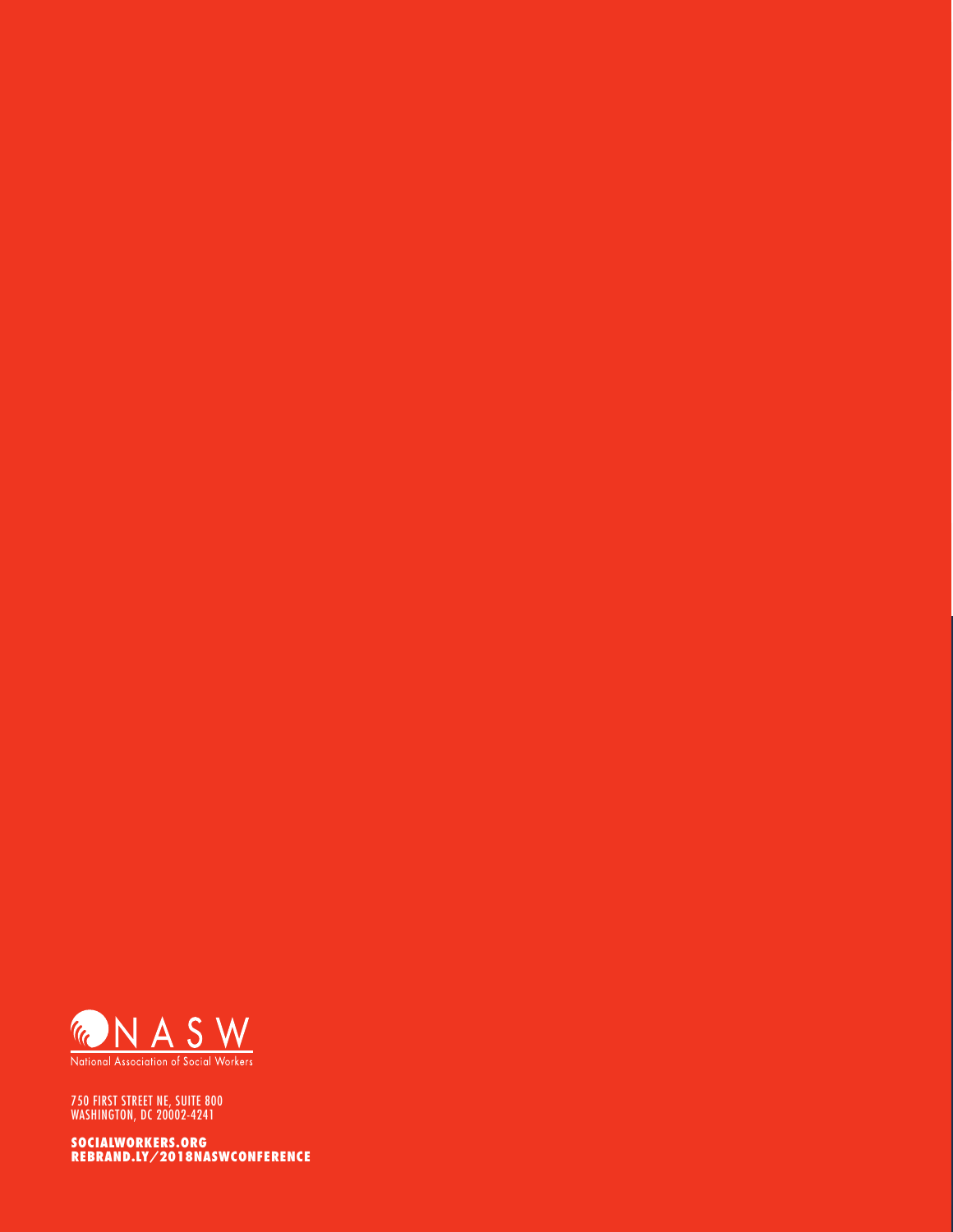NASW

National Association of Social Workers

750 FIRST STREET NE, SUITE 800
WASHINGTON, DC 20002-4241

**SOCIALWORKERS.ORG**
**REBRAND.LY/2018NASWCONFERENCE**